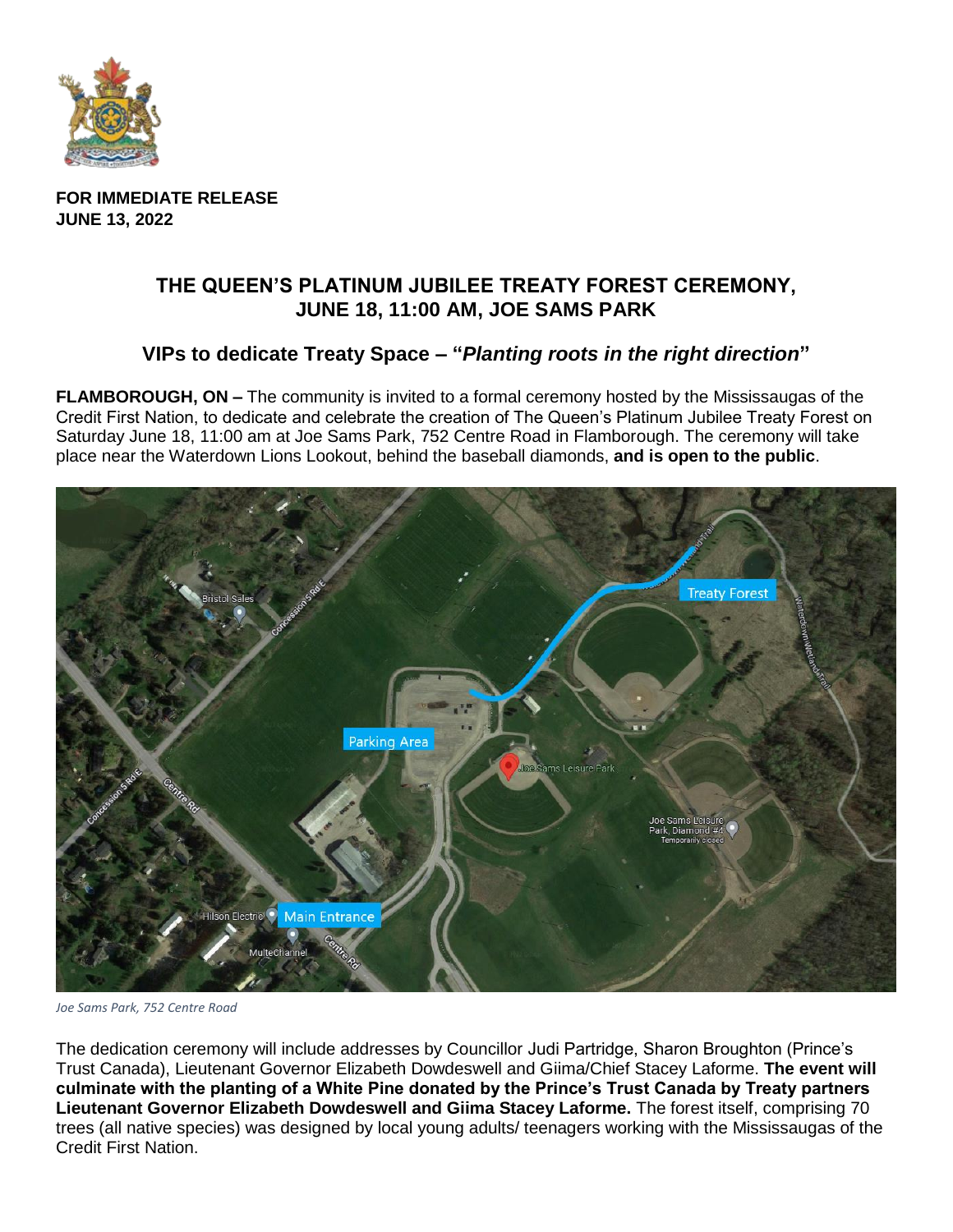**FOR IMMEDIATE RELEASE**
**JUNE 13, 2022**

## THE QUEEN'S PLATINUM JUBILEE TREATY FOREST CEREMONY, JUNE 18, 11:00 AM, JOE SAMS PARK

### VIPs to dedicate Treaty Space – "*Planting roots in the right direction*"

**FLAMBOROUGH, ON –** The community is invited to a formal ceremony hosted by the Mississaugas of the Credit First Nation, to dedicate and celebrate the creation of The Queen's Platinum Jubilee Treaty Forest on Saturday June 18, 11:00 am at Joe Sams Park, 752 Centre Road in Flamborough. The ceremony will take place near the Waterdown Lions Lookout, behind the baseball diamonds, **and is open to the public**.

*Joe Sams Park, 752 Centre Road*

The dedication ceremony will include addresses by Councillor Judi Partridge, Sharon Broughton (Prince's Trust Canada), Lieutenant Governor Elizabeth Dowdeswell and Giima/Chief Stacey Laforme. **The event will culminate with the planting of a White Pine donated by the Prince's Trust Canada by Treaty partners Lieutenant Governor Elizabeth Dowdeswell and Giima Stacey Laforme.** The forest itself, comprising 70 trees (all native species) was designed by local young adults/ teenagers working with the Mississaugas of the Credit First Nation.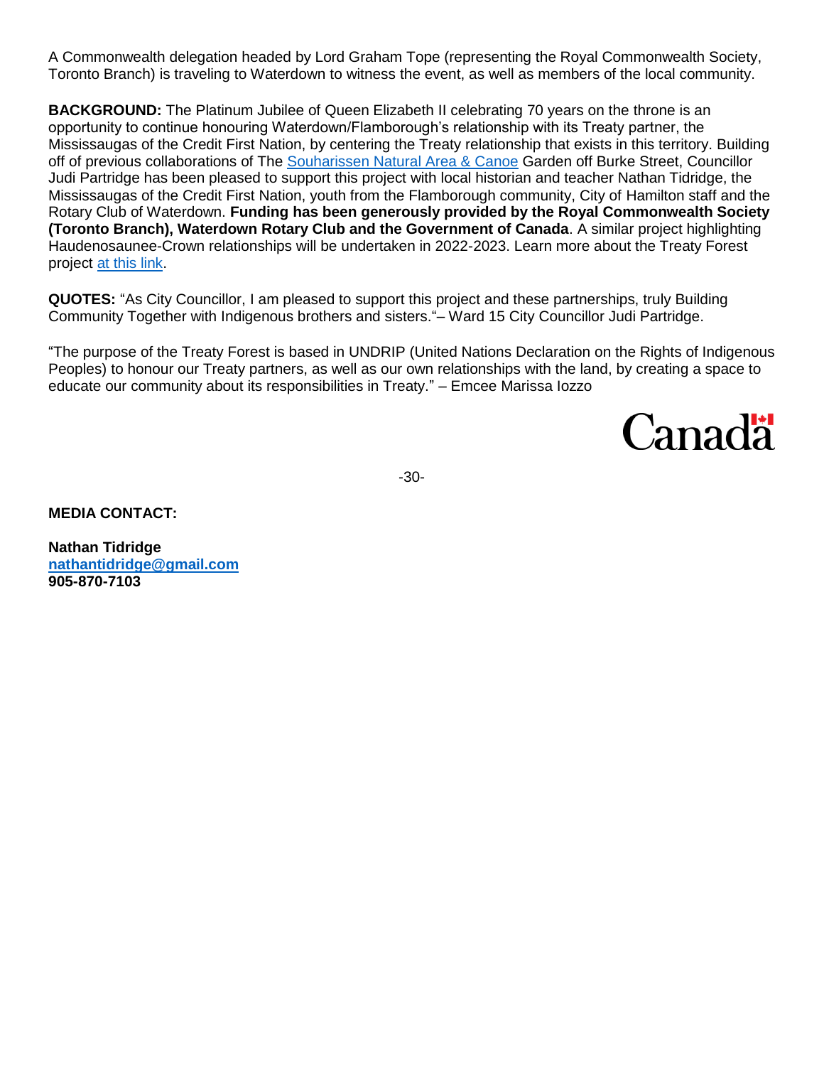A Commonwealth delegation headed by Lord Graham Tope (representing the Royal Commonwealth Society, Toronto Branch) is traveling to Waterdown to witness the event, as well as members of the local community.

**BACKGROUND:** The Platinum Jubilee of Queen Elizabeth II celebrating 70 years on the throne is an opportunity to continue honouring Waterdown/Flamborough's relationship with its Treaty partner, the Mississaugas of the Credit First Nation, by centering the Treaty relationship that exists in this territory. Building off of previous collaborations of The Souharissen Natural Area & Canoe Garden off Burke Street, Councillor Judi Partridge has been pleased to support this project with local historian and teacher Nathan Tidridge, the Mississaugas of the Credit First Nation, youth from the Flamborough community, City of Hamilton staff and the Rotary Club of Waterdown. **Funding has been generously provided by the Royal Commonwealth Society (Toronto Branch), Waterdown Rotary Club and the Government of Canada**. A similar project highlighting Haudenosaunee-Crown relationships will be undertaken in 2022-2023. Learn more about the Treaty Forest project at this link.

**QUOTES:** "As City Councillor, I am pleased to support this project and these partnerships, truly Building Community Together with Indigenous brothers and sisters."– Ward 15 City Councillor Judi Partridge.

"The purpose of the Treaty Forest is based in UNDRIP (United Nations Declaration on the Rights of Indigenous Peoples) to honour our Treaty partners, as well as our own relationships with the land, by creating a space to educate our community about its responsibilities in Treaty." – Emcee Marissa Iozzo

Canada

-30-

**MEDIA CONTACT:**

**Nathan Tidridge**
**nathantidridge@gmail.com**
**905-870-7103**